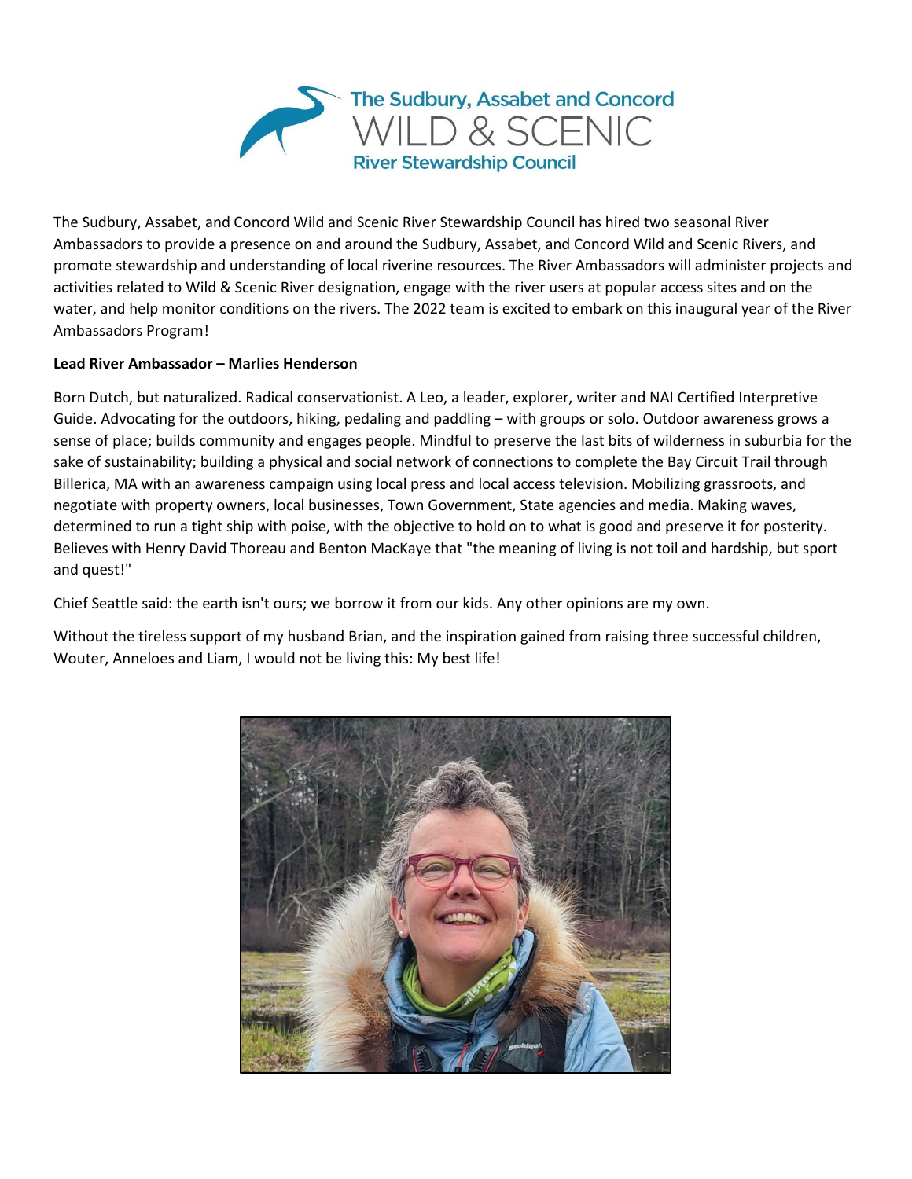The Sudbury, Assabet and Concord
WILD & SCENIC
River Stewardship Council

The Sudbury, Assabet, and Concord Wild and Scenic River Stewardship Council has hired two seasonal River Ambassadors to provide a presence on and around the Sudbury, Assabet, and Concord Wild and Scenic Rivers, and promote stewardship and understanding of local riverine resources. The River Ambassadors will administer projects and activities related to Wild & Scenic River designation, engage with the river users at popular access sites and on the water, and help monitor conditions on the rivers. The 2022 team is excited to embark on this inaugural year of the River Ambassadors Program!

**Lead River Ambassador – Marlies Henderson**

Born Dutch, but naturalized. Radical conservationist. A Leo, a leader, explorer, writer and NAI Certified Interpretive Guide. Advocating for the outdoors, hiking, pedaling and paddling – with groups or solo. Outdoor awareness grows a sense of place; builds community and engages people. Mindful to preserve the last bits of wilderness in suburbia for the sake of sustainability; building a physical and social network of connections to complete the Bay Circuit Trail through Billerica, MA with an awareness campaign using local press and local access television. Mobilizing grassroots, and negotiate with property owners, local businesses, Town Government, State agencies and media. Making waves, determined to run a tight ship with poise, with the objective to hold on to what is good and preserve it for posterity. Believes with Henry David Thoreau and Benton MacKaye that "the meaning of living is not toil and hardship, but sport and quest!"

Chief Seattle said: the earth isn't ours; we borrow it from our kids. Any other opinions are my own.

Without the tireless support of my husband Brian, and the inspiration gained from raising three successful children, Wouter, Anneloes and Liam, I would not be living this: My best life!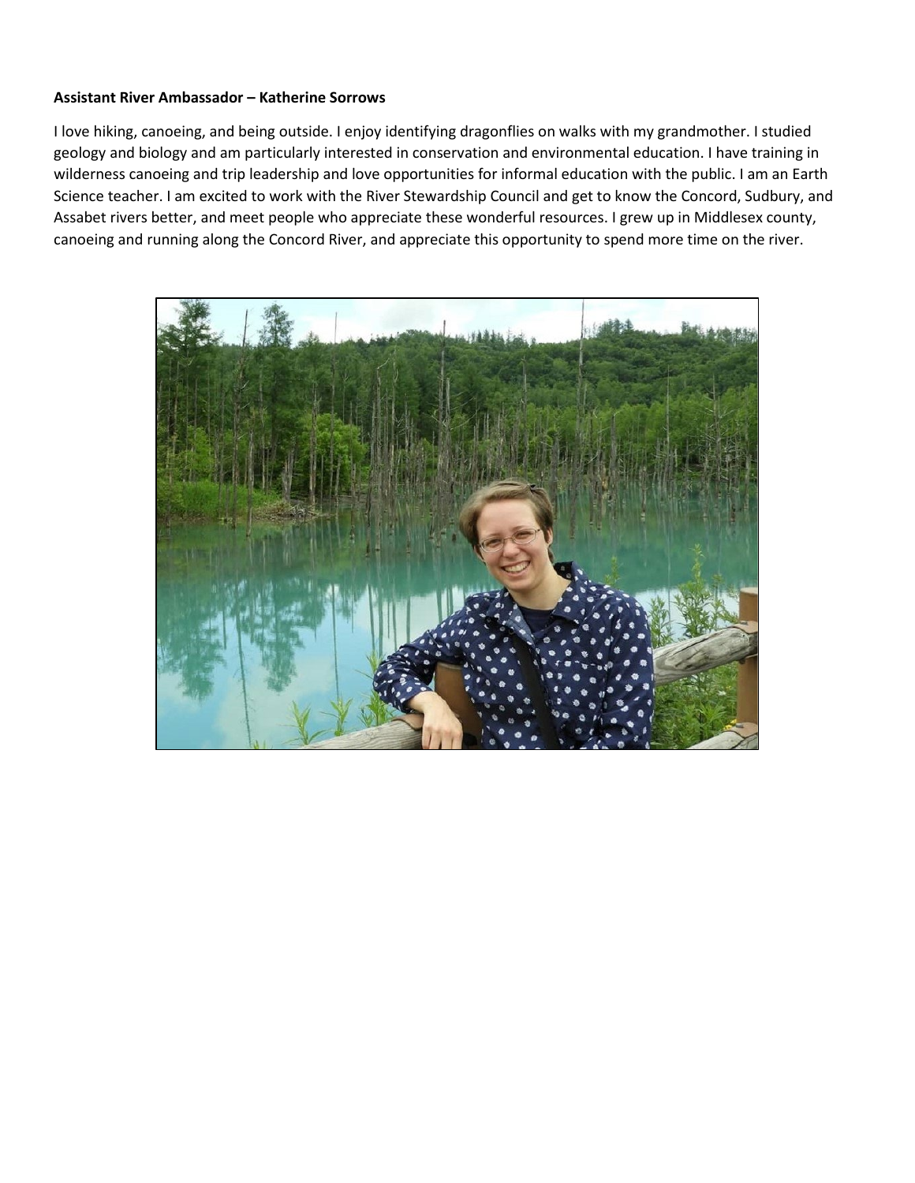**Assistant River Ambassador – Katherine Sorrows**

I love hiking, canoeing, and being outside. I enjoy identifying dragonflies on walks with my grandmother. I studied geology and biology and am particularly interested in conservation and environmental education. I have training in wilderness canoeing and trip leadership and love opportunities for informal education with the public. I am an Earth Science teacher. I am excited to work with the River Stewardship Council and get to know the Concord, Sudbury, and Assabet rivers better, and meet people who appreciate these wonderful resources. I grew up in Middlesex county, canoeing and running along the Concord River, and appreciate this opportunity to spend more time on the river.